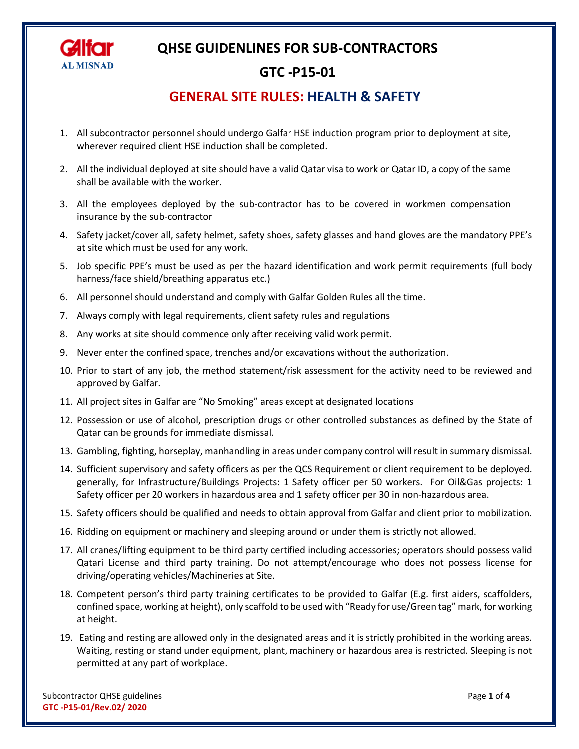# QHSE GUIDENLINES FOR SUB-CONTRACTORS

## GTC -P15-01

## GENERAL SITE RULES: HEALTH & SAFETY

1. All subcontractor personnel should undergo Galfar HSE induction program prior to deployment at site, wherever required client HSE induction shall be completed.
2. All the individual deployed at site should have a valid Qatar visa to work or Qatar ID, a copy of the same shall be available with the worker.
3. All the employees deployed by the sub-contractor has to be covered in workmen compensation insurance by the sub-contractor
4. Safety jacket/cover all, safety helmet, safety shoes, safety glasses and hand gloves are the mandatory PPE's at site which must be used for any work.
5. Job specific PPE's must be used as per the hazard identification and work permit requirements (full body harness/face shield/breathing apparatus etc.)
6. All personnel should understand and comply with Galfar Golden Rules all the time.
7. Always comply with legal requirements, client safety rules and regulations
8. Any works at site should commence only after receiving valid work permit.
9. Never enter the confined space, trenches and/or excavations without the authorization.
10. Prior to start of any job, the method statement/risk assessment for the activity need to be reviewed and approved by Galfar.
11. All project sites in Galfar are "No Smoking" areas except at designated locations
12. Possession or use of alcohol, prescription drugs or other controlled substances as defined by the State of Qatar can be grounds for immediate dismissal.
13. Gambling, fighting, horseplay, manhandling in areas under company control will result in summary dismissal.
14. Sufficient supervisory and safety officers as per the QCS Requirement or client requirement to be deployed. generally, for Infrastructure/Buildings Projects: 1 Safety officer per 50 workers. For Oil&Gas projects: 1 Safety officer per 20 workers in hazardous area and 1 safety officer per 30 in non-hazardous area.
15. Safety officers should be qualified and needs to obtain approval from Galfar and client prior to mobilization.
16. Ridding on equipment or machinery and sleeping around or under them is strictly not allowed.
17. All cranes/lifting equipment to be third party certified including accessories; operators should possess valid Qatari License and third party training. Do not attempt/encourage who does not possess license for driving/operating vehicles/Machineries at Site.
18. Competent person's third party training certificates to be provided to Galfar (E.g. first aiders, scaffolders, confined space, working at height), only scaffold to be used with "Ready for use/Green tag" mark, for working at height.
19. Eating and resting are allowed only in the designated areas and it is strictly prohibited in the working areas. Waiting, resting or stand under equipment, plant, machinery or hazardous area is restricted. Sleeping is not permitted at any part of workplace.

Subcontractor QHSE guidelines

**GTC -P15-01/Rev.02/ 2020**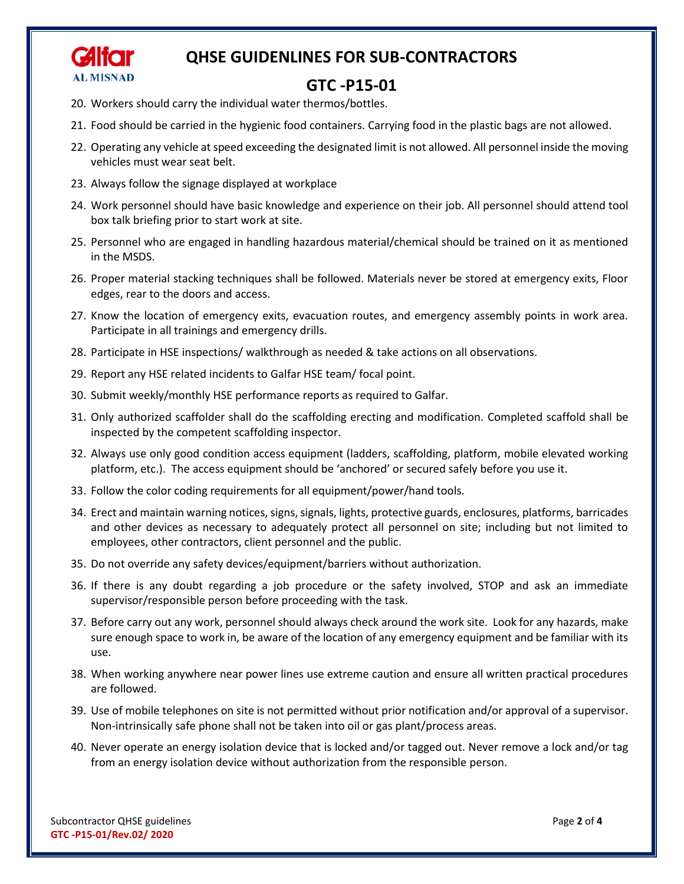20. Workers should carry the individual water thermos/bottles.
21. Food should be carried in the hygienic food containers. Carrying food in the plastic bags are not allowed.
22. Operating any vehicle at speed exceeding the designated limit is not allowed. All personnel inside the moving vehicles must wear seat belt.
23. Always follow the signage displayed at workplace
24. Work personnel should have basic knowledge and experience on their job. All personnel should attend tool box talk briefing prior to start work at site.
25. Personnel who are engaged in handling hazardous material/chemical should be trained on it as mentioned in the MSDS.
26. Proper material stacking techniques shall be followed. Materials never be stored at emergency exits, Floor edges, rear to the doors and access.
27. Know the location of emergency exits, evacuation routes, and emergency assembly points in work area. Participate in all trainings and emergency drills.
28. Participate in HSE inspections/ walkthrough as needed & take actions on all observations.
29. Report any HSE related incidents to Galfar HSE team/ focal point.
30. Submit weekly/monthly HSE performance reports as required to Galfar.
31. Only authorized scaffolder shall do the scaffolding erecting and modification. Completed scaffold shall be inspected by the competent scaffolding inspector.
32. Always use only good condition access equipment (ladders, scaffolding, platform, mobile elevated working platform, etc.). The access equipment should be 'anchored' or secured safely before you use it.
33. Follow the color coding requirements for all equipment/power/hand tools.
34. Erect and maintain warning notices, signs, signals, lights, protective guards, enclosures, platforms, barricades and other devices as necessary to adequately protect all personnel on site; including but not limited to employees, other contractors, client personnel and the public.
35. Do not override any safety devices/equipment/barriers without authorization.
36. If there is any doubt regarding a job procedure or the safety involved, STOP and ask an immediate supervisor/responsible person before proceeding with the task.
37. Before carry out any work, personnel should always check around the work site. Look for any hazards, make sure enough space to work in, be aware of the location of any emergency equipment and be familiar with its use.
38. When working anywhere near power lines use extreme caution and ensure all written practical procedures are followed.
39. Use of mobile telephones on site is not permitted without prior notification and/or approval of a supervisor. Non-intrinsically safe phone shall not be taken into oil or gas plant/process areas.
40. Never operate an energy isolation device that is locked and/or tagged out. Never remove a lock and/or tag from an energy isolation device without authorization from the responsible person.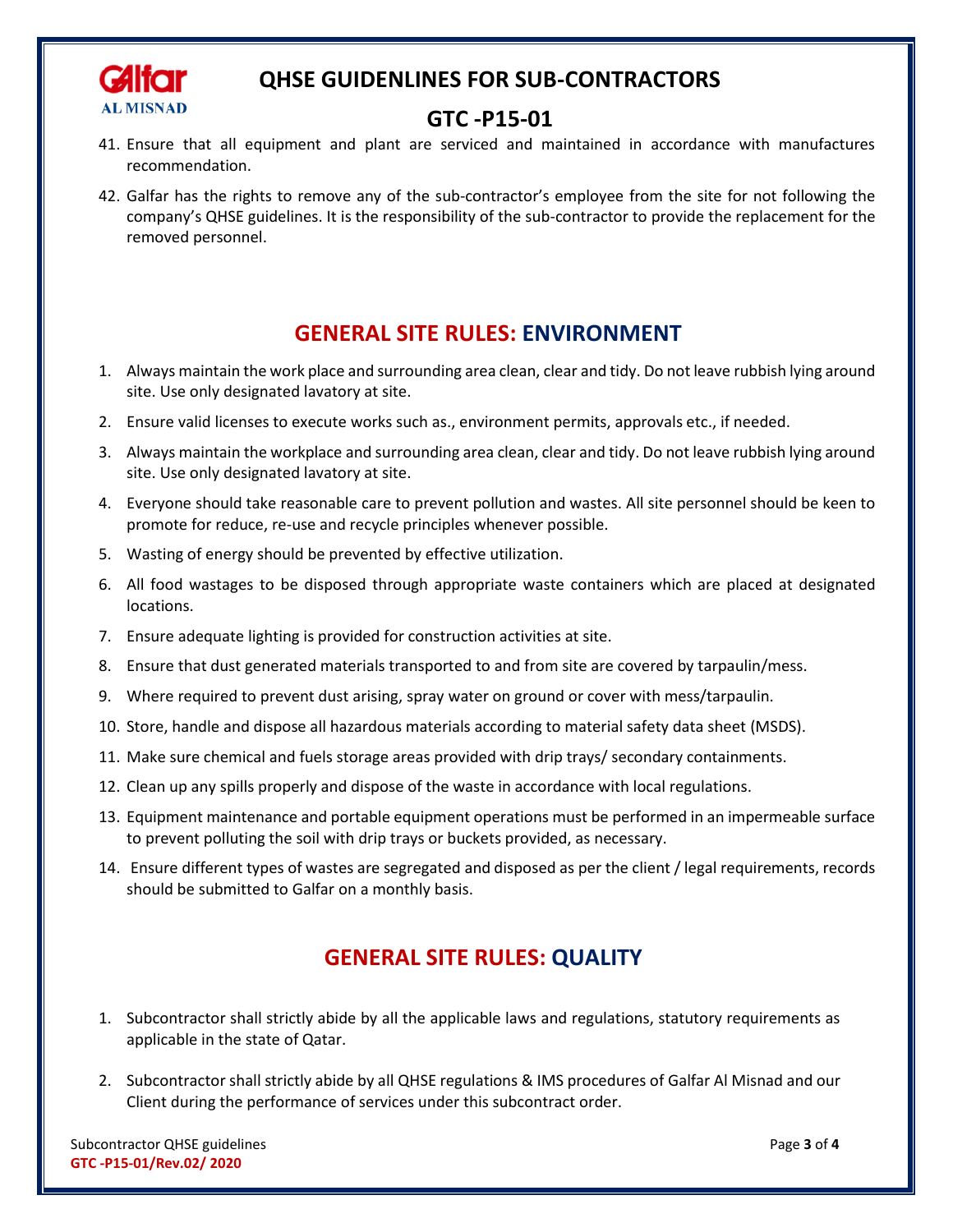41. Ensure that all equipment and plant are serviced and maintained in accordance with manufactures recommendation.

42. Galfar has the rights to remove any of the sub-contractor's employee from the site for not following the company's QHSE guidelines. It is the responsibility of the sub-contractor to provide the replacement for the removed personnel.

## GENERAL SITE RULES: ENVIRONMENT

1. Always maintain the work place and surrounding area clean, clear and tidy. Do not leave rubbish lying around site. Use only designated lavatory at site.
2. Ensure valid licenses to execute works such as., environment permits, approvals etc., if needed.
3. Always maintain the workplace and surrounding area clean, clear and tidy. Do not leave rubbish lying around site. Use only designated lavatory at site.
4. Everyone should take reasonable care to prevent pollution and wastes. All site personnel should be keen to promote for reduce, re-use and recycle principles whenever possible.
5. Wasting of energy should be prevented by effective utilization.
6. All food wastages to be disposed through appropriate waste containers which are placed at designated locations.
7. Ensure adequate lighting is provided for construction activities at site.
8. Ensure that dust generated materials transported to and from site are covered by tarpaulin/mess.
9. Where required to prevent dust arising, spray water on ground or cover with mess/tarpaulin.
10. Store, handle and dispose all hazardous materials according to material safety data sheet (MSDS).
11. Make sure chemical and fuels storage areas provided with drip trays/ secondary containments.
12. Clean up any spills properly and dispose of the waste in accordance with local regulations.
13. Equipment maintenance and portable equipment operations must be performed in an impermeable surface to prevent polluting the soil with drip trays or buckets provided, as necessary.
14. Ensure different types of wastes are segregated and disposed as per the client / legal requirements, records should be submitted to Galfar on a monthly basis.

## GENERAL SITE RULES: QUALITY

1. Subcontractor shall strictly abide by all the applicable laws and regulations, statutory requirements as applicable in the state of Qatar.

2. Subcontractor shall strictly abide by all QHSE regulations & IMS procedures of Galfar Al Misnad and our Client during the performance of services under this subcontract order.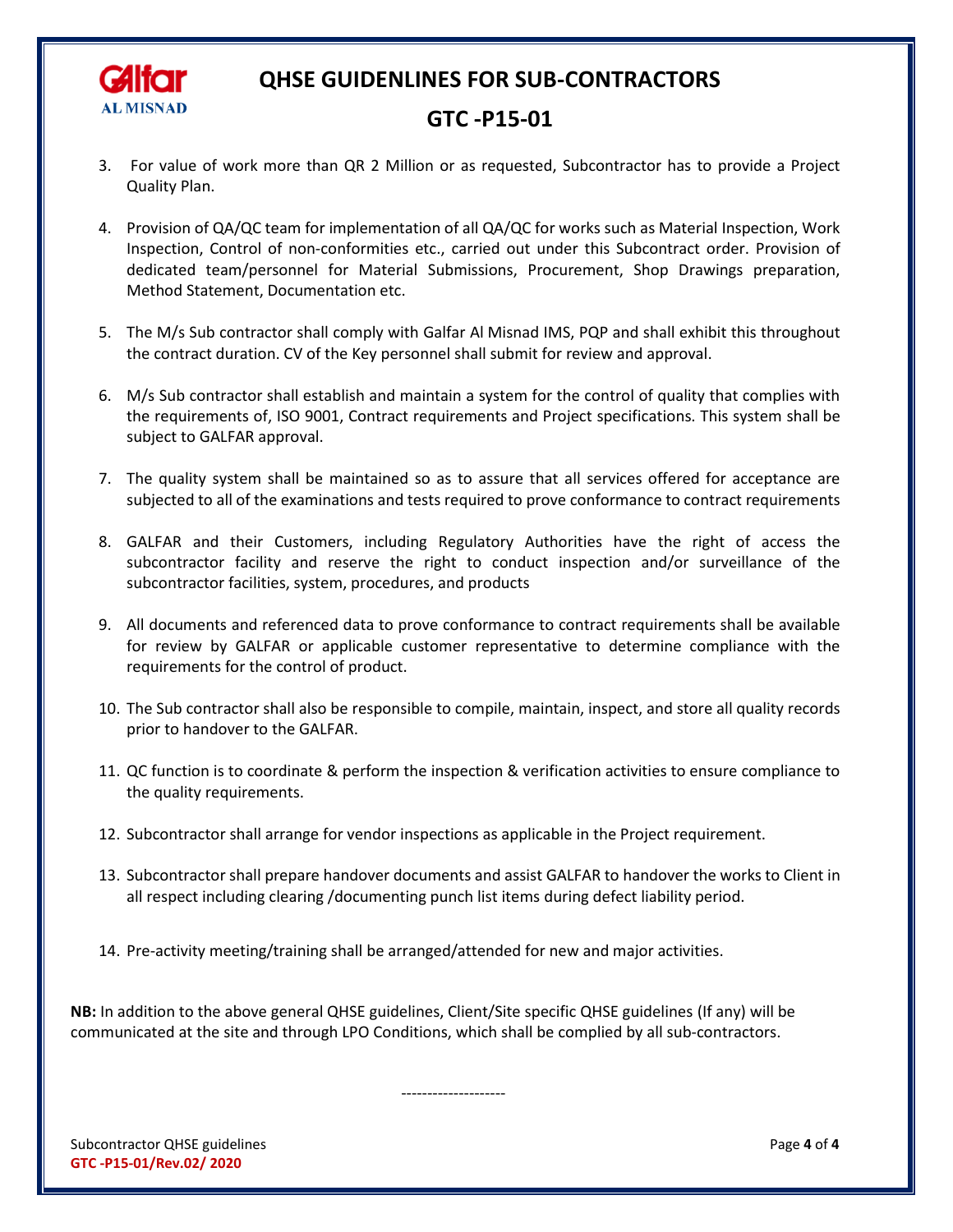3. For value of work more than QR 2 Million or as requested, Subcontractor has to provide a Project Quality Plan.

4. Provision of QA/QC team for implementation of all QA/QC for works such as Material Inspection, Work Inspection, Control of non-conformities etc., carried out under this Subcontract order. Provision of dedicated team/personnel for Material Submissions, Procurement, Shop Drawings preparation, Method Statement, Documentation etc.

5. The M/s Sub contractor shall comply with Galfar Al Misnad IMS, PQP and shall exhibit this throughout the contract duration. CV of the Key personnel shall submit for review and approval.

6. M/s Sub contractor shall establish and maintain a system for the control of quality that complies with the requirements of, ISO 9001, Contract requirements and Project specifications. This system shall be subject to GALFAR approval.

7. The quality system shall be maintained so as to assure that all services offered for acceptance are subjected to all of the examinations and tests required to prove conformance to contract requirements

8. GALFAR and their Customers, including Regulatory Authorities have the right of access the subcontractor facility and reserve the right to conduct inspection and/or surveillance of the subcontractor facilities, system, procedures, and products

9. All documents and referenced data to prove conformance to contract requirements shall be available for review by GALFAR or applicable customer representative to determine compliance with the requirements for the control of product.

10. The Sub contractor shall also be responsible to compile, maintain, inspect, and store all quality records prior to handover to the GALFAR.

11. QC function is to coordinate & perform the inspection & verification activities to ensure compliance to the quality requirements.

12. Subcontractor shall arrange for vendor inspections as applicable in the Project requirement.

13. Subcontractor shall prepare handover documents and assist GALFAR to handover the works to Client in all respect including clearing /documenting punch list items during defect liability period.

14. Pre-activity meeting/training shall be arranged/attended for new and major activities.

**NB:** In addition to the above general QHSE guidelines, Client/Site specific QHSE guidelines (If any) will be communicated at the site and through LPO Conditions, which shall be complied by all sub-contractors.

--------------------